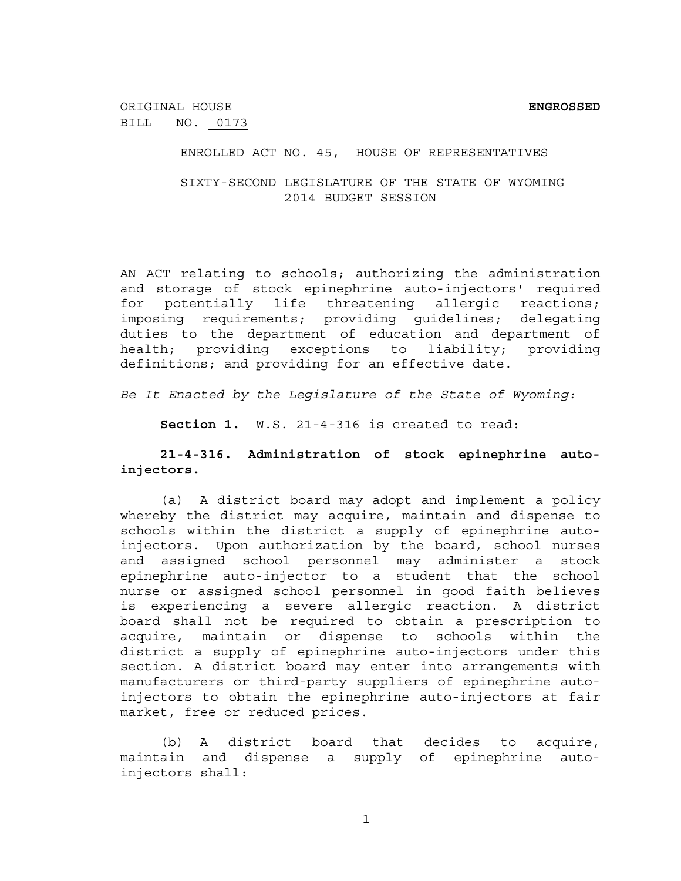ORIGINAL HOUSE **ENGROSSED**
BILL NO. 0173

ENROLLED ACT NO. 45, HOUSE OF REPRESENTATIVES

SIXTY-SECOND LEGISLATURE OF THE STATE OF WYOMING
2014 BUDGET SESSION

AN ACT relating to schools; authorizing the administration and storage of stock epinephrine auto-injectors' required for potentially life threatening allergic reactions; imposing requirements; providing guidelines; delegating duties to the department of education and department of health; providing exceptions to liability; providing definitions; and providing for an effective date.

*Be It Enacted by the Legislature of the State of Wyoming:*

**Section 1.** W.S. 21-4-316 is created to read:

**21-4-316. Administration of stock epinephrine auto-injectors.**

(a) A district board may adopt and implement a policy whereby the district may acquire, maintain and dispense to schools within the district a supply of epinephrine auto-injectors. Upon authorization by the board, school nurses and assigned school personnel may administer a stock epinephrine auto-injector to a student that the school nurse or assigned school personnel in good faith believes is experiencing a severe allergic reaction. A district board shall not be required to obtain a prescription to acquire, maintain or dispense to schools within the district a supply of epinephrine auto-injectors under this section. A district board may enter into arrangements with manufacturers or third-party suppliers of epinephrine auto-injectors to obtain the epinephrine auto-injectors at fair market, free or reduced prices.

(b) A district board that decides to acquire, maintain and dispense a supply of epinephrine auto-injectors shall: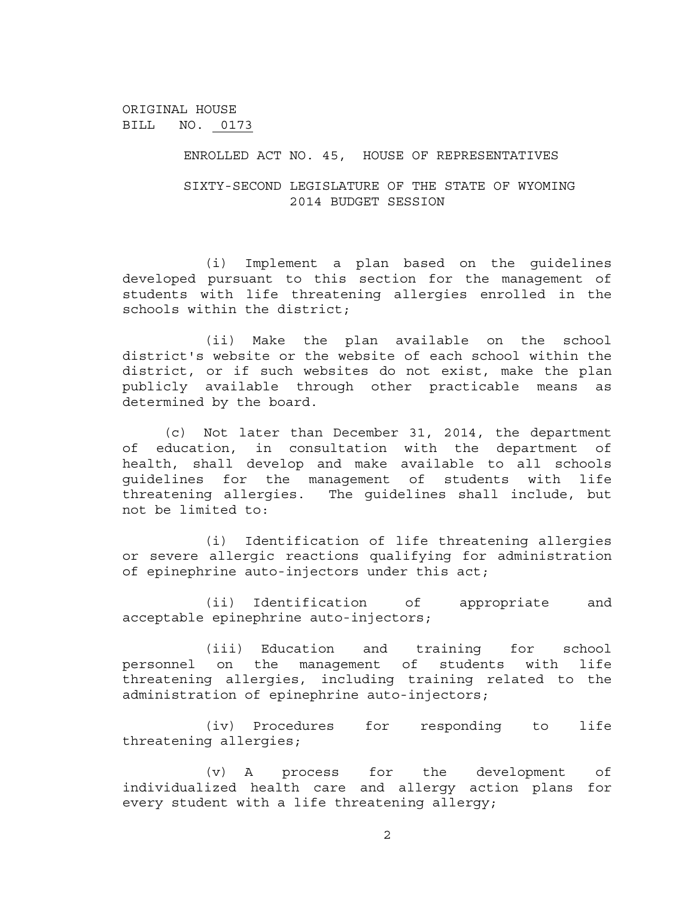ORIGINAL HOUSE
BILL NO. 0173

ENROLLED ACT NO. 45, HOUSE OF REPRESENTATIVES

SIXTY-SECOND LEGISLATURE OF THE STATE OF WYOMING
2014 BUDGET SESSION

(i) Implement a plan based on the guidelines developed pursuant to this section for the management of students with life threatening allergies enrolled in the schools within the district;

(ii) Make the plan available on the school district's website or the website of each school within the district, or if such websites do not exist, make the plan publicly available through other practicable means as determined by the board.

(c) Not later than December 31, 2014, the department of education, in consultation with the department of health, shall develop and make available to all schools guidelines for the management of students with life threatening allergies. The guidelines shall include, but not be limited to:

(i) Identification of life threatening allergies or severe allergic reactions qualifying for administration of epinephrine auto-injectors under this act;

(ii) Identification of appropriate and acceptable epinephrine auto-injectors;

(iii) Education and training for school personnel on the management of students with life threatening allergies, including training related to the administration of epinephrine auto-injectors;

(iv) Procedures for responding to life threatening allergies;

(v) A process for the development of individualized health care and allergy action plans for every student with a life threatening allergy;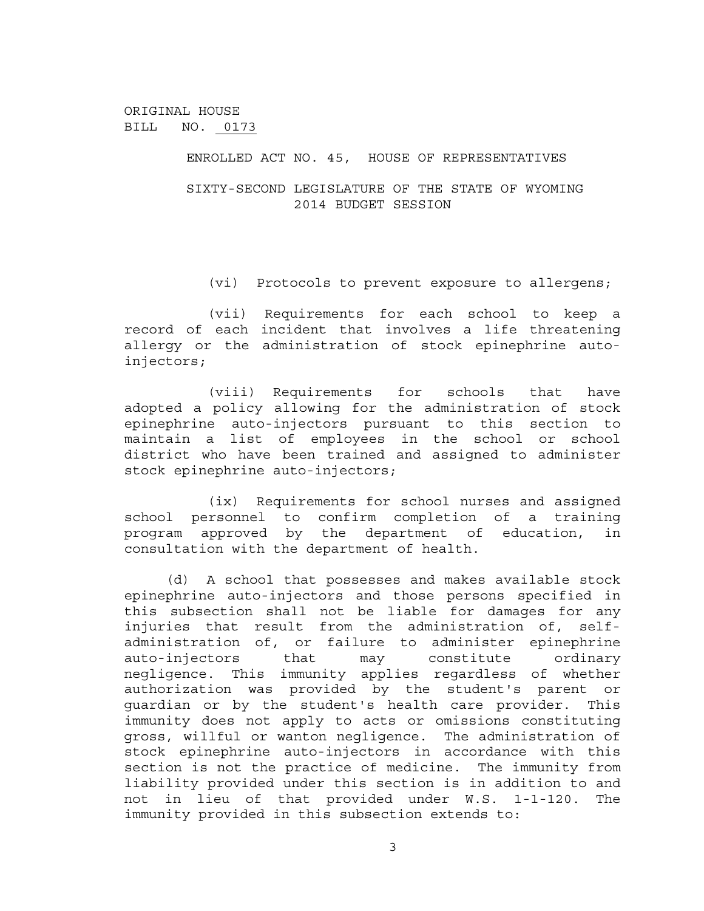ORIGINAL HOUSE
BILL NO. 0173

ENROLLED ACT NO. 45, HOUSE OF REPRESENTATIVES

SIXTY-SECOND LEGISLATURE OF THE STATE OF WYOMING
2014 BUDGET SESSION

(vi) Protocols to prevent exposure to allergens;

(vii) Requirements for each school to keep a record of each incident that involves a life threatening allergy or the administration of stock epinephrine auto-injectors;

(viii) Requirements for schools that have adopted a policy allowing for the administration of stock epinephrine auto-injectors pursuant to this section to maintain a list of employees in the school or school district who have been trained and assigned to administer stock epinephrine auto-injectors;

(ix) Requirements for school nurses and assigned school personnel to confirm completion of a training program approved by the department of education, in consultation with the department of health.

(d) A school that possesses and makes available stock epinephrine auto-injectors and those persons specified in this subsection shall not be liable for damages for any injuries that result from the administration of, self-administration of, or failure to administer epinephrine auto-injectors that may constitute ordinary negligence. This immunity applies regardless of whether authorization was provided by the student's parent or guardian or by the student's health care provider. This immunity does not apply to acts or omissions constituting gross, willful or wanton negligence. The administration of stock epinephrine auto-injectors in accordance with this section is not the practice of medicine. The immunity from liability provided under this section is in addition to and not in lieu of that provided under W.S. 1-1-120. The immunity provided in this subsection extends to: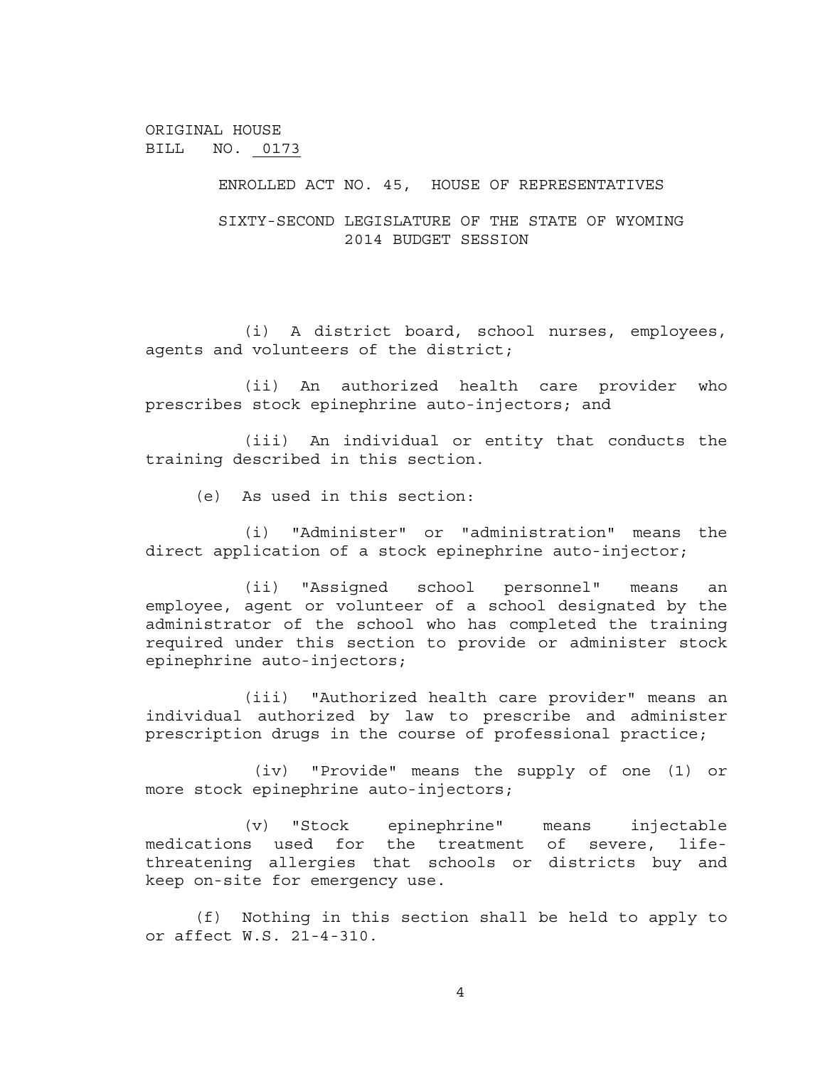ORIGINAL HOUSE
BILL NO. 0173

ENROLLED ACT NO. 45, HOUSE OF REPRESENTATIVES

SIXTY-SECOND LEGISLATURE OF THE STATE OF WYOMING
2014 BUDGET SESSION

(i) A district board, school nurses, employees, agents and volunteers of the district;

(ii) An authorized health care provider who prescribes stock epinephrine auto-injectors; and

(iii) An individual or entity that conducts the training described in this section.

(e) As used in this section:

(i) "Administer" or "administration" means the direct application of a stock epinephrine auto-injector;

(ii) "Assigned school personnel" means an employee, agent or volunteer of a school designated by the administrator of the school who has completed the training required under this section to provide or administer stock epinephrine auto-injectors;

(iii) "Authorized health care provider" means an individual authorized by law to prescribe and administer prescription drugs in the course of professional practice;

(iv) "Provide" means the supply of one (1) or more stock epinephrine auto-injectors;

(v) "Stock epinephrine" means injectable medications used for the treatment of severe, life-threatening allergies that schools or districts buy and keep on-site for emergency use.

(f) Nothing in this section shall be held to apply to or affect W.S. 21-4-310.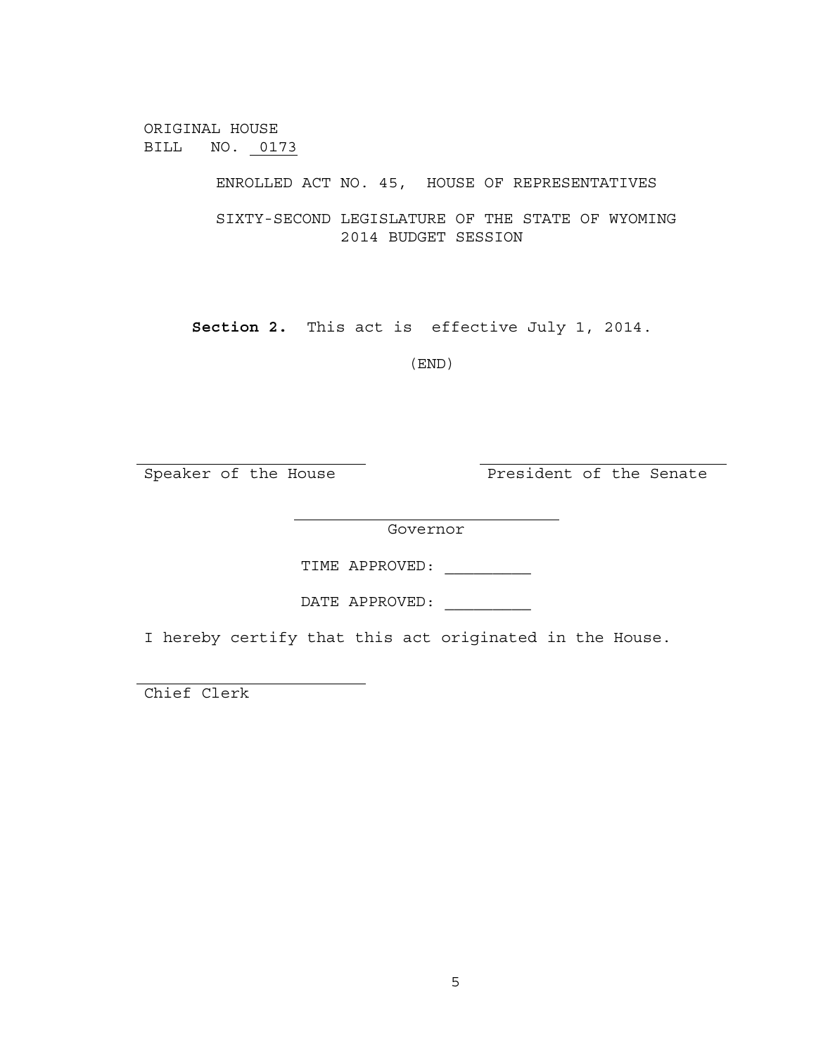ORIGINAL HOUSE
BILL NO. 0173

ENROLLED ACT NO. 45, HOUSE OF REPRESENTATIVES

SIXTY-SECOND LEGISLATURE OF THE STATE OF WYOMING
2014 BUDGET SESSION

**Section 2.** This act is effective July 1, 2014.

(END)

\_\_\_\_\_\_\_\_\_\_\_\_\_\_\_\_\_\_\_\_\_\_\_\_\_\_
Speaker of the House

\_\_\_\_\_\_\_\_\_\_\_\_\_\_\_\_\_\_\_\_\_\_\_\_\_\_
President of the Senate

\_\_\_\_\_\_\_\_\_\_\_\_\_\_\_\_\_\_\_\_\_\_\_\_\_\_
Governor

TIME APPROVED: \_\_\_\_\_\_\_\_\_

DATE APPROVED: \_\_\_\_\_\_\_\_\_

I hereby certify that this act originated in the House.

\_\_\_\_\_\_\_\_\_\_\_\_\_\_\_\_\_\_\_\_\_\_\_\_\_\_
Chief Clerk